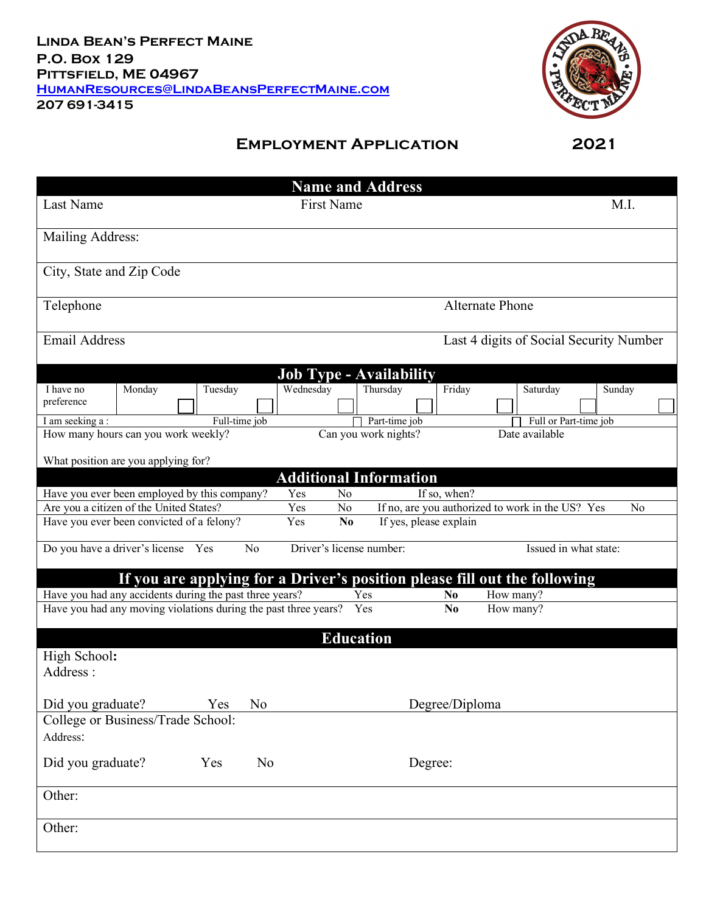**Linda Bean's Perfect Maine**
**P.O. Box 129**
**Pittsfield, ME 04967**
**HumanResources@LindaBeansPerfectMaine.com**
**207 691-3415**

# Employment Application 2021

## Name and Address

| Last Name | First Name | M.I. |
|---|---|---|
| Mailing Address: | | |
| City, State and Zip Code | | |
| Telephone | Alternate Phone | |
| Email Address | Last 4 digits of Social Security Number | |

## Job Type - Availability

| I have no preference | Monday ☐ | Tuesday ☐ | Wednesday ☐ | Thursday ☐ | Friday ☐ | Saturday ☐ | Sunday ☐ |
|---|---|---|---|---|---|---|---|

I am seeking a : Full-time job ☐ Part-time job ☐ Full or Part-time job

How many hours can you work weekly? Can you work nights? Date available

What position are you applying for?

## Additional Information

| | | | |
|---|---|---|---|
| Have you ever been employed by this company? | Yes No | If so, when? | |
| Are you a citizen of the United States? | Yes No | If no, are you authorized to work in the US? | Yes No |
| Have you ever been convicted of a felony? | Yes **No** | If yes, please explain | |
| Do you have a driver's license Yes No | Driver's license number: | Issued in what state: | |

## If you are applying for a Driver's position please fill out the following

| | | |
|---|---|---|
| Have you had any accidents during the past three years? | Yes **No** | How many? |
| Have you had any moving violations during the past three years? | Yes **No** | How many? |

## Education

High School**:**
Address :

Did you graduate? Yes No Degree/Diploma

College or Business/Trade School:
Address:

Did you graduate? Yes No Degree:

Other:

Other: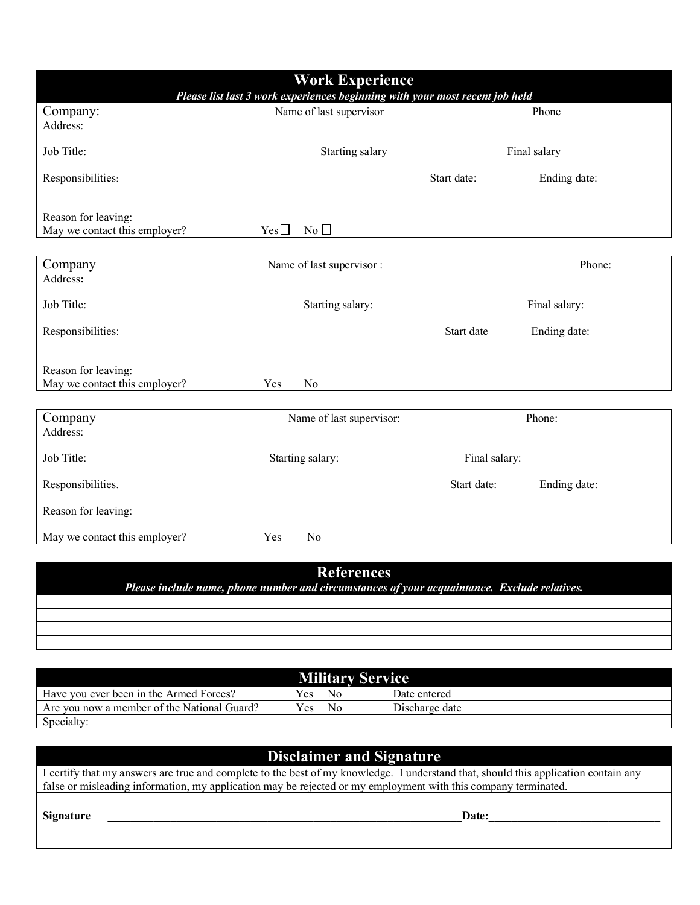## Work Experience

***Please list last 3 work experiences beginning with your most recent job held***

Company: Name of last supervisor Phone

Address:

Job Title: Starting salary Final salary

Responsibilities: Start date: Ending date:

Reason for leaving:

May we contact this employer? Yes ☐ No ☐

---

Company Name of last supervisor : Phone:

Address:

Job Title: Starting salary: Final salary:

Responsibilities: Start date Ending date:

Reason for leaving:

May we contact this employer? Yes No

---

Company Name of last supervisor: Phone:

Address:

Job Title: Starting salary: Final salary:

Responsibilities. Start date: Ending date:

Reason for leaving:

May we contact this employer? Yes No

## References

***Please include name, phone number and circumstances of your acquaintance. Exclude relatives.***

| |
|---|
| |
| |
| |
| |

## Military Service

| | | | |
|---|---|---|---|
| Have you ever been in the Armed Forces? | Yes | No | Date entered |
| Are you now a member of the National Guard? | Yes | No | Discharge date |
| Specialty: | | | |

## Disclaimer and Signature

I certify that my answers are true and complete to the best of my knowledge. I understand that, should this application contain any false or misleading information, my application may be rejected or my employment with this company terminated.

**Signature** ________________________________________________________________**Date:**_______________________________